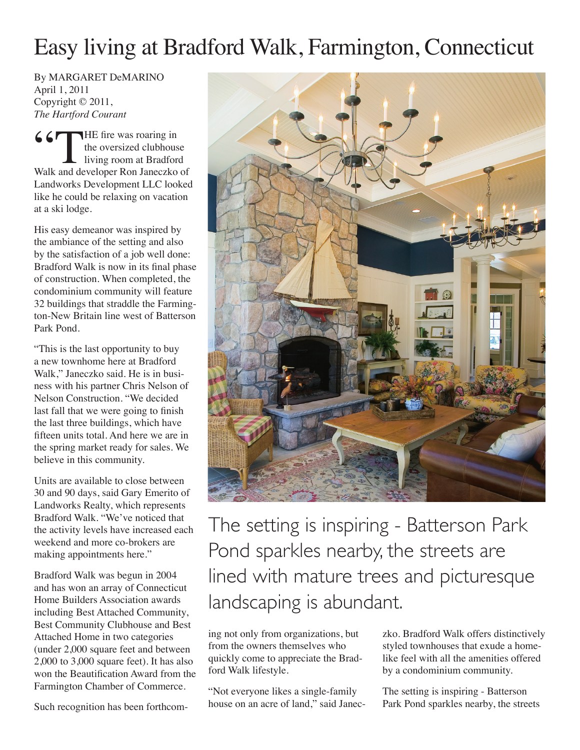# Easy living at Bradford Walk, Farmington, Connecticut

By MARGARET DeMARINO
April 1, 2011
Copyright © 2011,
*The Hartford Courant*

"THE fire was roaring in the oversized clubhouse living room at Bradford Walk and developer Ron Janeczko of Landworks Development LLC looked like he could be relaxing on vacation at a ski lodge.

His easy demeanor was inspired by the ambiance of the setting and also by the satisfaction of a job well done: Bradford Walk is now in its final phase of construction. When completed, the condominium community will feature 32 buildings that straddle the Farmington-New Britain line west of Batterson Park Pond.

"This is the last opportunity to buy a new townhome here at Bradford Walk," Janeczko said. He is in business with his partner Chris Nelson of Nelson Construction. "We decided last fall that we were going to finish the last three buildings, which have fifteen units total. And here we are in the spring market ready for sales. We believe in this community.

Units are available to close between 30 and 90 days, said Gary Emerito of Landworks Realty, which represents Bradford Walk. "We've noticed that the activity levels have increased each weekend and more co-brokers are making appointments here."

Bradford Walk was begun in 2004 and has won an array of Connecticut Home Builders Association awards including Best Attached Community, Best Community Clubhouse and Best Attached Home in two categories (under 2,000 square feet and between 2,000 to 3,000 square feet). It has also won the Beautification Award from the Farmington Chamber of Commerce.

Such recognition has been forthcoming not only from organizations, but from the owners themselves who quickly come to appreciate the Bradford Walk lifestyle.

"Not everyone likes a single-family house on an acre of land," said Janeczko. Bradford Walk offers distinctively styled townhouses that exude a home-like feel with all the amenities offered by a condominium community.

> The setting is inspiring - Batterson Park Pond sparkles nearby, the streets are lined with mature trees and picturesque landscaping is abundant.

The setting is inspiring - Batterson Park Pond sparkles nearby, the streets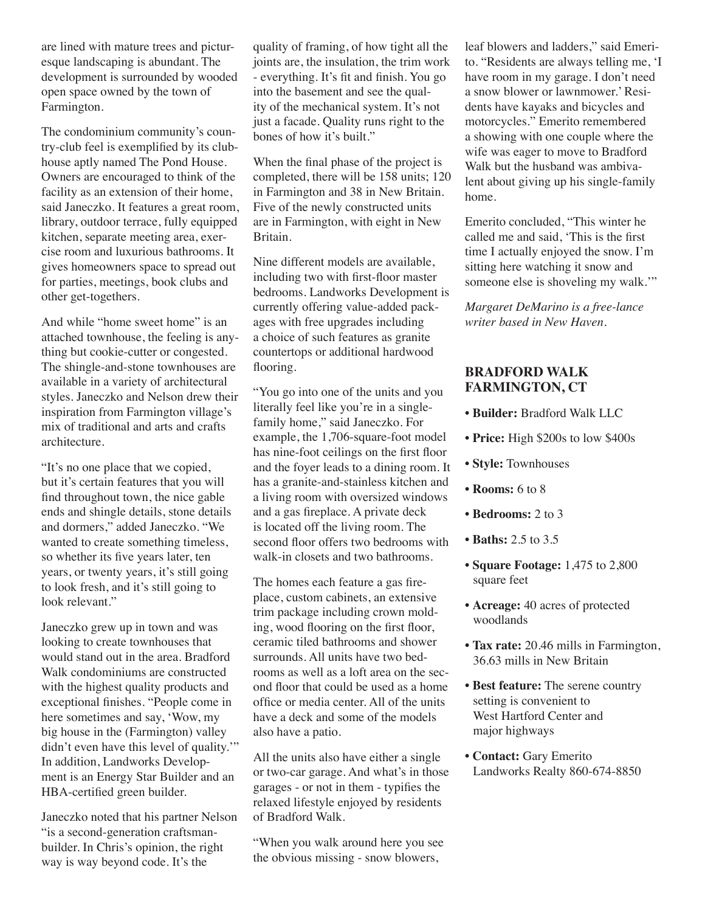are lined with mature trees and picturesque landscaping is abundant. The development is surrounded by wooded open space owned by the town of Farmington.

The condominium community's country-club feel is exemplified by its clubhouse aptly named The Pond House. Owners are encouraged to think of the facility as an extension of their home, said Janeczko. It features a great room, library, outdoor terrace, fully equipped kitchen, separate meeting area, exercise room and luxurious bathrooms. It gives homeowners space to spread out for parties, meetings, book clubs and other get-togethers.

And while "home sweet home" is an attached townhouse, the feeling is anything but cookie-cutter or congested. The shingle-and-stone townhouses are available in a variety of architectural styles. Janeczko and Nelson drew their inspiration from Farmington village's mix of traditional and arts and crafts architecture.

"It's no one place that we copied, but it's certain features that you will find throughout town, the nice gable ends and shingle details, stone details and dormers," added Janeczko. "We wanted to create something timeless, so whether its five years later, ten years, or twenty years, it's still going to look fresh, and it's still going to look relevant."

Janeczko grew up in town and was looking to create townhouses that would stand out in the area. Bradford Walk condominiums are constructed with the highest quality products and exceptional finishes. "People come in here sometimes and say, 'Wow, my big house in the (Farmington) valley didn't even have this level of quality.'" In addition, Landworks Development is an Energy Star Builder and an HBA-certified green builder.

Janeczko noted that his partner Nelson "is a second-generation craftsman-builder. In Chris's opinion, the right way is way beyond code. It's the quality of framing, of how tight all the joints are, the insulation, the trim work - everything. It's fit and finish. You go into the basement and see the quality of the mechanical system. It's not just a facade. Quality runs right to the bones of how it's built."

When the final phase of the project is completed, there will be 158 units; 120 in Farmington and 38 in New Britain. Five of the newly constructed units are in Farmington, with eight in New Britain.

Nine different models are available, including two with first-floor master bedrooms. Landworks Development is currently offering value-added packages with free upgrades including a choice of such features as granite countertops or additional hardwood flooring.

"You go into one of the units and you literally feel like you're in a single-family home," said Janeczko. For example, the 1,706-square-foot model has nine-foot ceilings on the first floor and the foyer leads to a dining room. It has a granite-and-stainless kitchen and a living room with oversized windows and a gas fireplace. A private deck is located off the living room. The second floor offers two bedrooms with walk-in closets and two bathrooms.

The homes each feature a gas fireplace, custom cabinets, an extensive trim package including crown molding, wood flooring on the first floor, ceramic tiled bathrooms and shower surrounds. All units have two bedrooms as well as a loft area on the second floor that could be used as a home office or media center. All of the units have a deck and some of the models also have a patio.

All the units also have either a single or two-car garage. And what's in those garages - or not in them - typifies the relaxed lifestyle enjoyed by residents of Bradford Walk.

"When you walk around here you see the obvious missing - snow blowers, leaf blowers and ladders," said Emerito. "Residents are always telling me, 'I have room in my garage. I don't need a snow blower or lawnmower.' Residents have kayaks and bicycles and motorcycles." Emerito remembered a showing with one couple where the wife was eager to move to Bradford Walk but the husband was ambivalent about giving up his single-family home.

Emerito concluded, "This winter he called me and said, 'This is the first time I actually enjoyed the snow. I'm sitting here watching it snow and someone else is shoveling my walk.'"

*Margaret DeMarino is a free-lance writer based in New Haven.*

## BRADFORD WALK FARMINGTON, CT

- **Builder:** Bradford Walk LLC
- **Price:** High $200s to low $400s
- **Style:** Townhouses
- **Rooms:** 6 to 8
- **Bedrooms:** 2 to 3
- **Baths:** 2.5 to 3.5
- **Square Footage:** 1,475 to 2,800 square feet
- **Acreage:** 40 acres of protected woodlands
- **Tax rate:** 20.46 mills in Farmington, 36.63 mills in New Britain
- **Best feature:** The serene country setting is convenient to West Hartford Center and major highways
- **Contact:** Gary Emerito Landworks Realty 860-674-8850